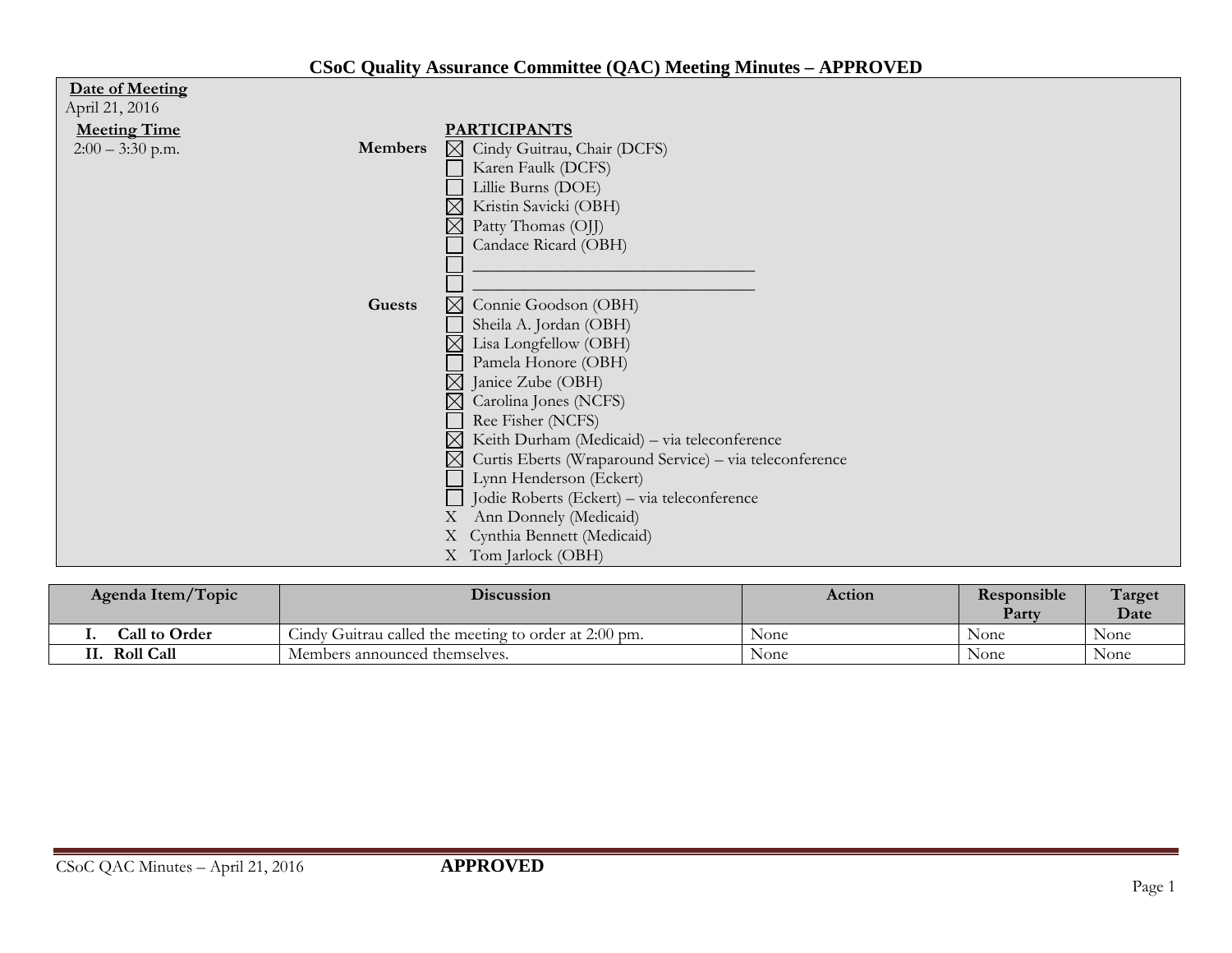# CSoC Quality Assurance Committee (QAC) Meeting Minutes – APPROVED

**Date of Meeting**
April 21, 2016

**Meeting Time**
2:00 – 3:30 p.m.

**PARTICIPANTS**

**Members**

- ☒ Cindy Guitrau, Chair (DCFS)
- ☐ Karen Faulk (DCFS)
- ☐ Lillie Burns (DOE)
- ☒ Kristin Savicki (OBH)
- ☒ Patty Thomas (OJJ)
- ☐ Candace Ricard (OBH)
- ☐ ______________________________
- ☐ ______________________________

**Guests**

- ☒ Connie Goodson (OBH)
- ☐ Sheila A. Jordan (OBH)
- ☒ Lisa Longfellow (OBH)
- ☐ Pamela Honore (OBH)
- ☒ Janice Zube (OBH)
- ☒ Carolina Jones (NCFS)
- ☐ Ree Fisher (NCFS)
- ☒ Keith Durham (Medicaid) – via teleconference
- ☒ Curtis Eberts (Wraparound Service) – via teleconference
- ☐ Lynn Henderson (Eckert)
- ☐ Jodie Roberts (Eckert) – via teleconference
- X Ann Donnely (Medicaid)
- X Cynthia Bennett (Medicaid)
- X Tom Jarlock (OBH)

| Agenda Item/Topic | Discussion | Action | Responsible Party | Target Date |
|---|---|---|---|---|
| **I. Call to Order** | Cindy Guitrau called the meeting to order at 2:00 pm. | None | None | None |
| **II. Roll Call** | Members announced themselves. | None | None | None |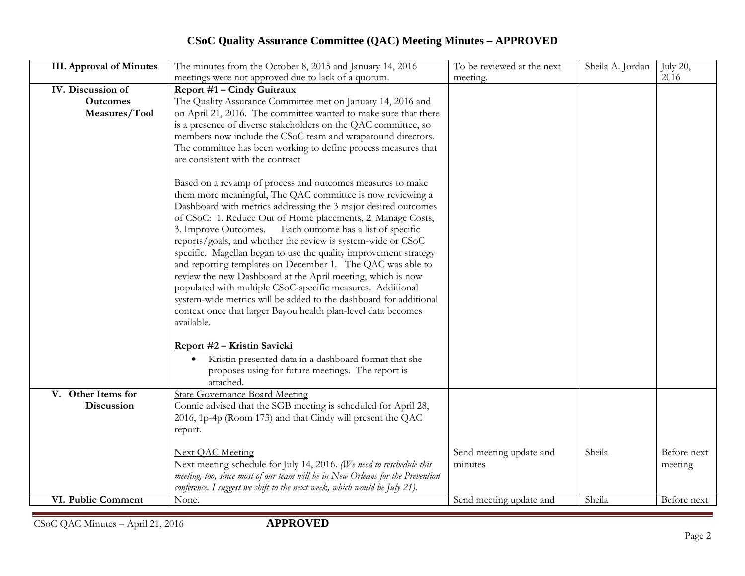# CSoC Quality Assurance Committee (QAC) Meeting Minutes – APPROVED

| | | | | |
|---|---|---|---|---|
| **III. Approval of Minutes** | The minutes from the October 8, 2015 and January 14, 2016 meetings were not approved due to lack of a quorum. | To be reviewed at the next meeting. | Sheila A. Jordan | July 20, 2016 |
| **IV. Discussion of Outcomes Measures/Tool** | **Report #1 – Cindy Guitraux**<br>The Quality Assurance Committee met on January 14, 2016 and on April 21, 2016. The committee wanted to make sure that there is a presence of diverse stakeholders on the QAC committee, so members now include the CSoC team and wraparound directors. The committee has been working to define process measures that are consistent with the contract<br><br>Based on a revamp of process and outcomes measures to make them more meaningful, The QAC committee is now reviewing a Dashboard with metrics addressing the 3 major desired outcomes of CSoC: 1. Reduce Out of Home placements, 2. Manage Costs, 3. Improve Outcomes. Each outcome has a list of specific reports/goals, and whether the review is system-wide or CSoC specific. Magellan began to use the quality improvement strategy and reporting templates on December 1. The QAC was able to review the new Dashboard at the April meeting, which is now populated with multiple CSoC-specific measures. Additional system-wide metrics will be added to the dashboard for additional context once that larger Bayou health plan-level data becomes available.<br><br>**Report #2 – Kristin Savicki**<br>• Kristin presented data in a dashboard format that she proposes using for future meetings. The report is attached. | | | |
| **V. Other Items for Discussion** | State Governance Board Meeting<br>Connie advised that the SGB meeting is scheduled for April 28, 2016, 1p-4p (Room 173) and that Cindy will present the QAC report. | | | |
| | Next QAC Meeting<br>Next meeting schedule for July 14, 2016. *(We need to reschedule this meeting, too, since most of our team will be in New Orleans for the Prevention conference. I suggest we shift to the next week, which would be July 21).* | Send meeting update and minutes | Sheila | Before next meeting |
| **VI. Public Comment** | None. | Send meeting update and | Sheila | Before next |

CSoC QAC Minutes – April 21, 2016 **APPROVED**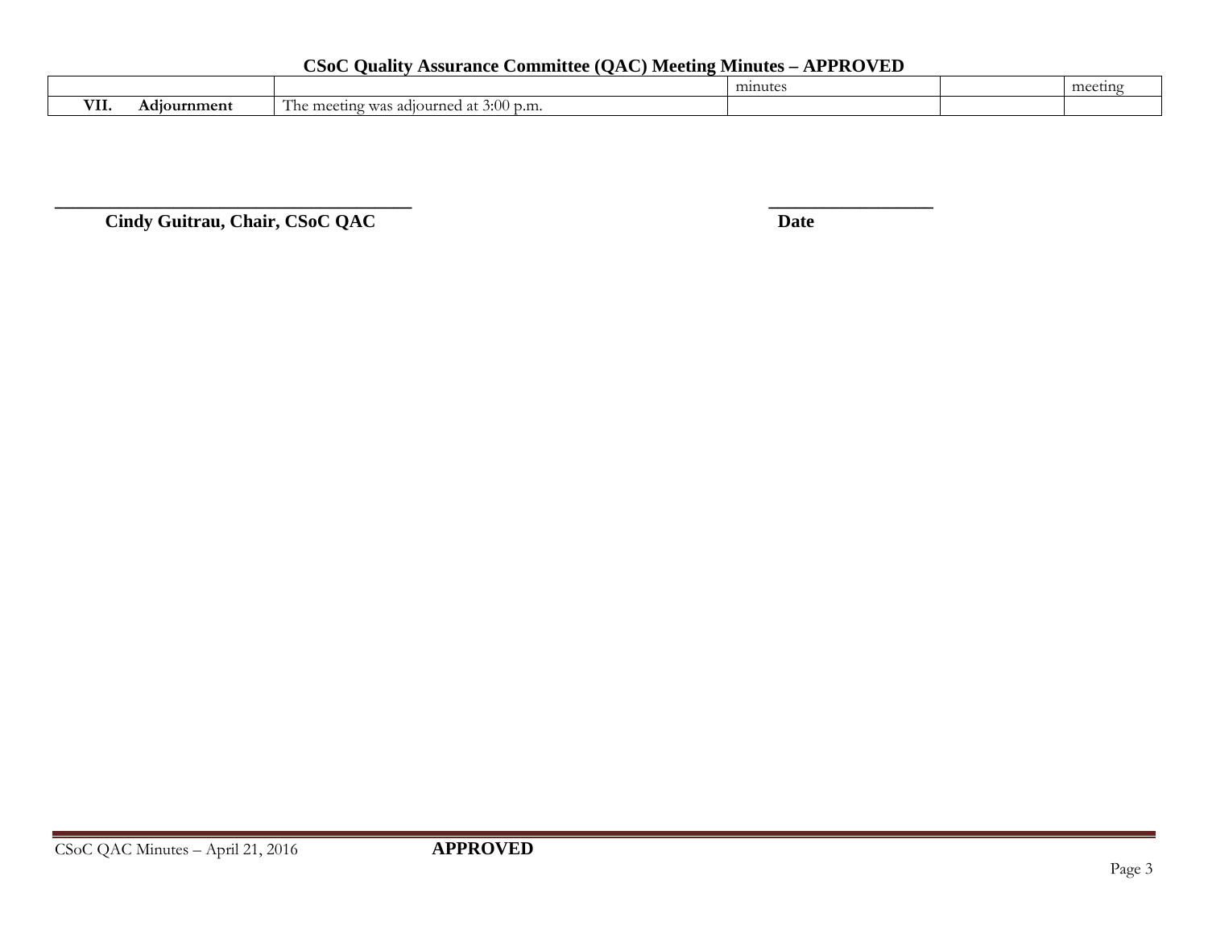# CSoC Quality Assurance Committee (QAC) Meeting Minutes – APPROVED

| | | | | |
|---|---|---|---|---|
| | | minutes | | meeting |
| **VII. Adjournment** | The meeting was adjourned at 3:00 p.m. | | | |

\_\_\_\_\_\_\_\_\_\_\_\_\_\_\_\_\_\_\_\_\_\_\_\_\_\_\_\_\_\_\_\_\_\_\_\_\_\_\_
**Cindy Guitrau, Chair, CSoC QAC**

\_\_\_\_\_\_\_\_\_\_\_\_\_\_\_\_\_\_
**Date**